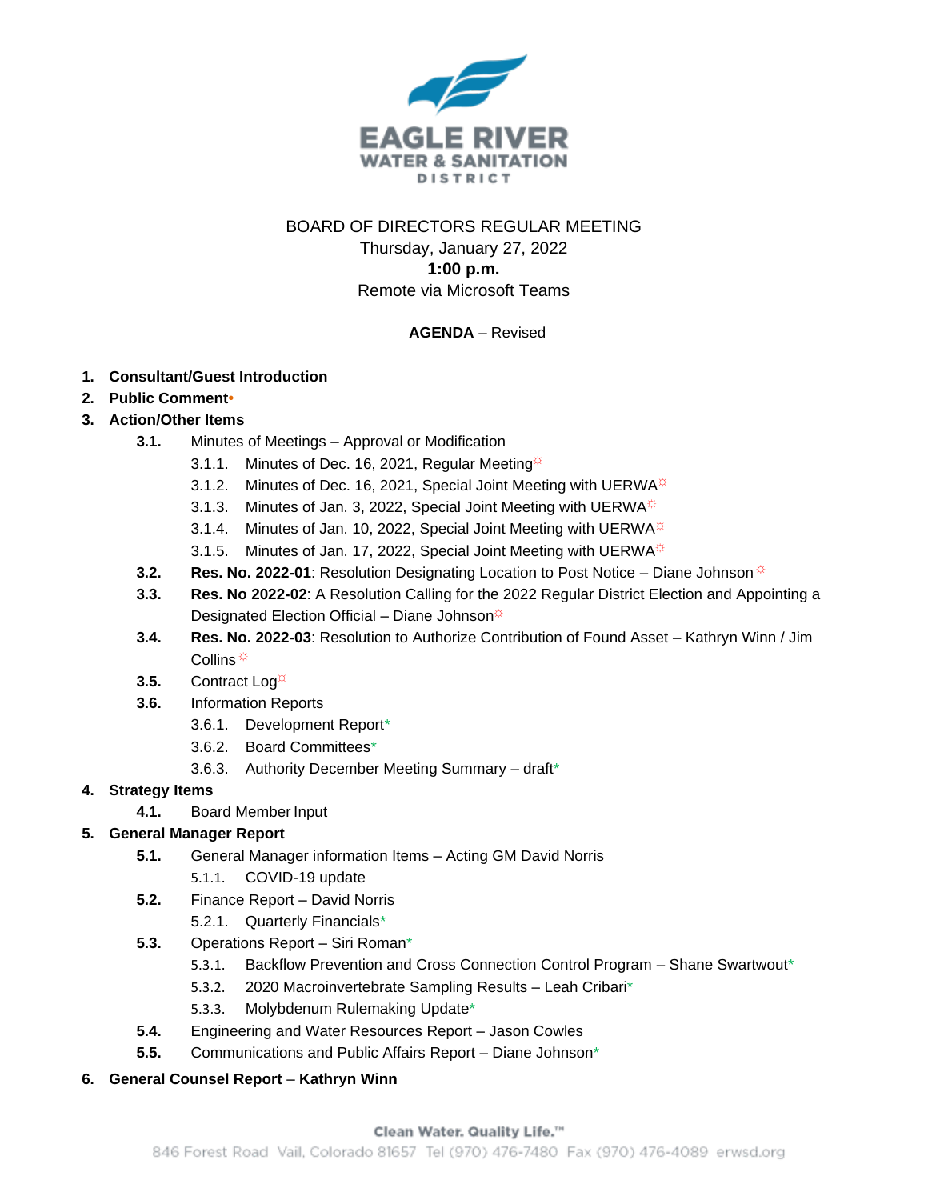EAGLE RIVER
WATER & SANITATION
DISTRICT

BOARD OF DIRECTORS REGULAR MEETING
Thursday, January 27, 2022
**1:00 p.m.**
Remote via Microsoft Teams

**AGENDA** – Revised

1. **Consultant/Guest Introduction**
2. **Public Comment**•
3. **Action/Other Items**
   - **3.1.** Minutes of Meetings – Approval or Modification
     - 3.1.1. Minutes of Dec. 16, 2021, Regular Meeting☼
     - 3.1.2. Minutes of Dec. 16, 2021, Special Joint Meeting with UERWA☼
     - 3.1.3. Minutes of Jan. 3, 2022, Special Joint Meeting with UERWA☼
     - 3.1.4. Minutes of Jan. 10, 2022, Special Joint Meeting with UERWA☼
     - 3.1.5. Minutes of Jan. 17, 2022, Special Joint Meeting with UERWA☼
   - **3.2.** **Res. No. 2022-01**: Resolution Designating Location to Post Notice – Diane Johnson☼
   - **3.3.** **Res. No 2022-02**: A Resolution Calling for the 2022 Regular District Election and Appointing a Designated Election Official – Diane Johnson☼
   - **3.4.** **Res. No. 2022-03**: Resolution to Authorize Contribution of Found Asset – Kathryn Winn / Jim Collins☼
   - **3.5.** Contract Log☼
   - **3.6.** Information Reports
     - 3.6.1. Development Report*
     - 3.6.2. Board Committees*
     - 3.6.3. Authority December Meeting Summary – draft*
4. **Strategy Items**
   - **4.1.** Board Member Input
5. **General Manager Report**
   - **5.1.** General Manager information Items – Acting GM David Norris
     - 5.1.1. COVID-19 update
   - **5.2.** Finance Report – David Norris
     - 5.2.1. Quarterly Financials*
   - **5.3.** Operations Report – Siri Roman*
     - 5.3.1. Backflow Prevention and Cross Connection Control Program – Shane Swartwout*
     - 5.3.2. 2020 Macroinvertebrate Sampling Results – Leah Cribari*
     - 5.3.3. Molybdenum Rulemaking Update*
   - **5.4.** Engineering and Water Resources Report – Jason Cowles
   - **5.5.** Communications and Public Affairs Report – Diane Johnson*
6. **General Counsel Report** – **Kathryn Winn**

Clean Water. Quality Life.™
846 Forest Road Vail, Colorado 81657 Tel (970) 476-7480 Fax (970) 476-4089 erwsd.org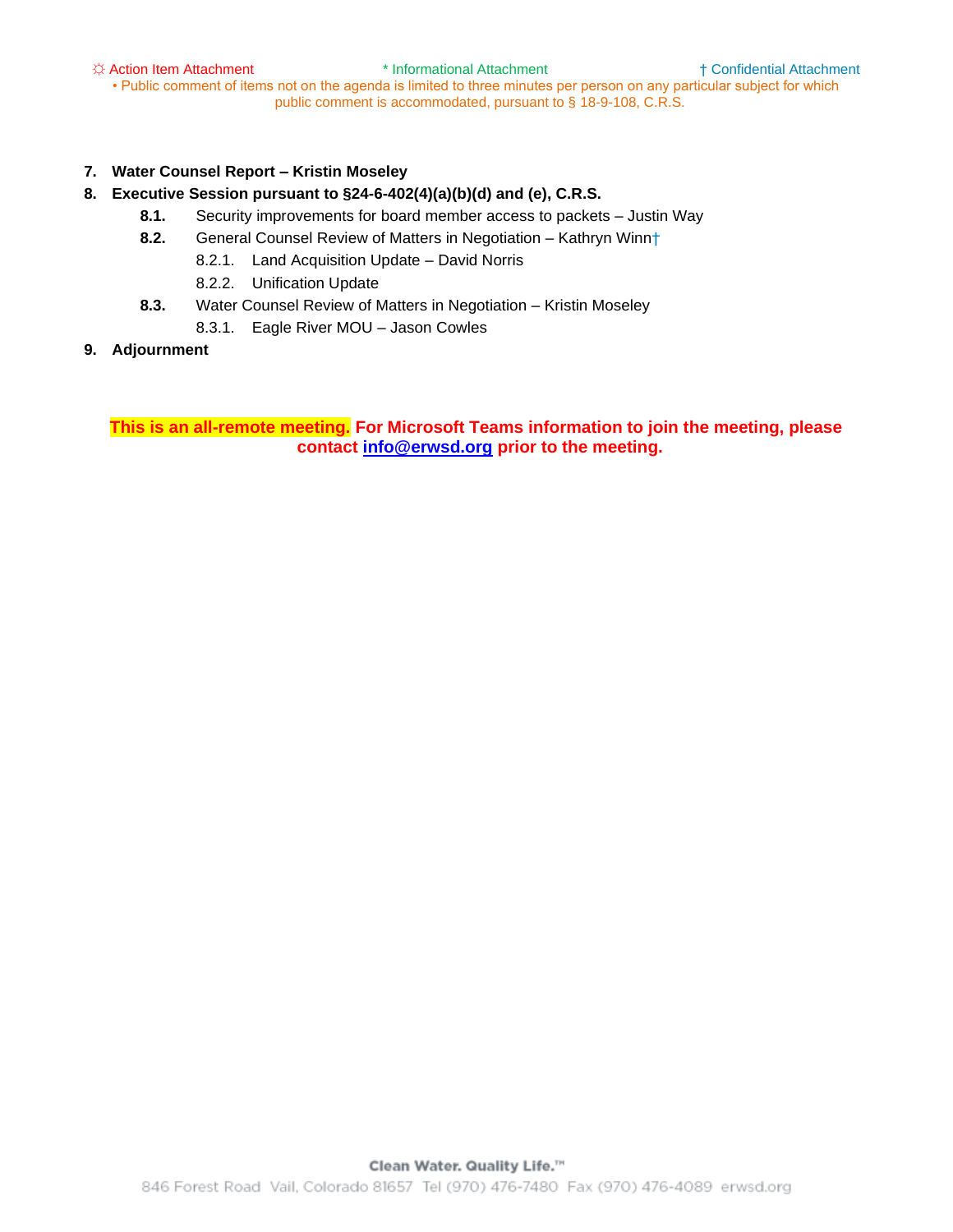☼ Action Item Attachment * Informational Attachment † Confidential Attachment

• Public comment of items not on the agenda is limited to three minutes per person on any particular subject for which public comment is accommodated, pursuant to § 18-9-108, C.R.S.

7. **Water Counsel Report – Kristin Moseley**
8. **Executive Session pursuant to §24-6-402(4)(a)(b)(d) and (e), C.R.S.**
   - **8.1.** Security improvements for board member access to packets – Justin Way
   - **8.2.** General Counsel Review of Matters in Negotiation – Kathryn Winn†
     - 8.2.1. Land Acquisition Update – David Norris
     - 8.2.2. Unification Update
   - **8.3.** Water Counsel Review of Matters in Negotiation – Kristin Moseley
     - 8.3.1. Eagle River MOU – Jason Cowles
9. **Adjournment**

**This is an all-remote meeting. For Microsoft Teams information to join the meeting, please contact info@erwsd.org prior to the meeting.**

Clean Water. Quality Life.™

846 Forest Road Vail, Colorado 81657 Tel (970) 476-7480 Fax (970) 476-4089 erwsd.org